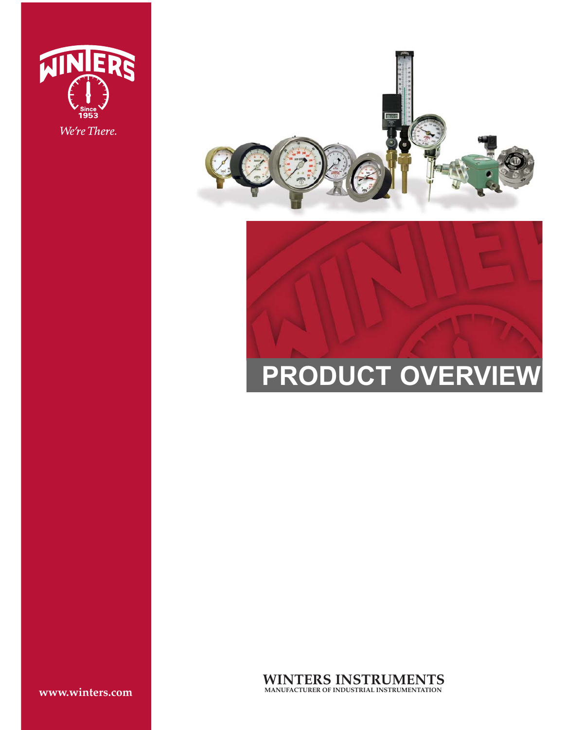WINTERS

Since 1953

*We're There.*

# PRODUCT OVERVIEW

**WINTERS INSTRUMENTS**

MANUFACTURER OF INDUSTRIAL INSTRUMENTATION

**www.winters.com**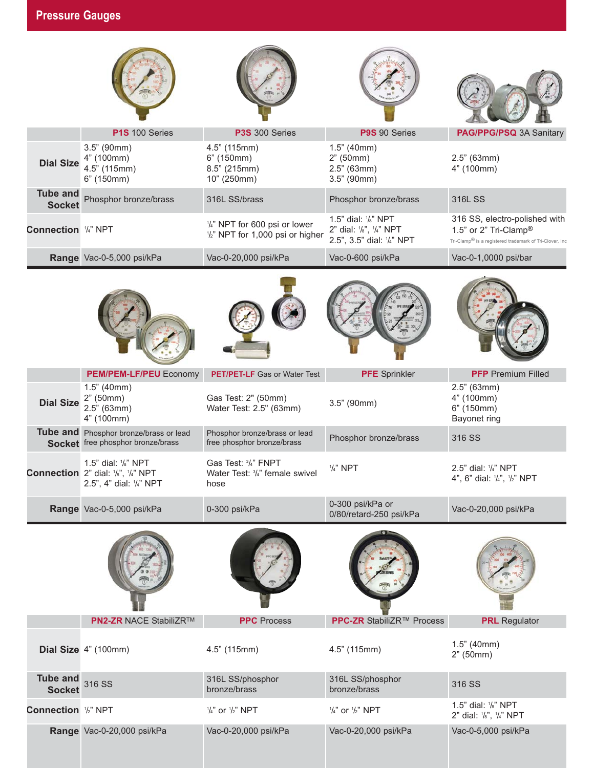## Pressure Gauges

| | **P1S** 100 Series | **P3S** 300 Series | **P9S** 90 Series | **PAG/PPG/PSQ** 3A Sanitary |
|---|---|---|---|---|
| **Dial Size** | 3.5" (90mm)<br>4" (100mm)<br>4.5" (115mm)<br>6" (150mm) | 4.5" (115mm)<br>6" (150mm)<br>8.5" (215mm)<br>10" (250mm) | 1.5" (40mm)<br>2" (50mm)<br>2.5" (63mm)<br>3.5" (90mm) | 2.5" (63mm)<br>4" (100mm) |
| **Tube and Socket** | Phosphor bronze/brass | 316L SS/brass | Phosphor bronze/brass | 316L SS |
| **Connection** | ¼" NPT | ¼" NPT for 600 psi or lower<br>½" NPT for 1,000 psi or higher | 1.5" dial: ⅛" NPT<br>2" dial: ⅛", ¼" NPT<br>2.5", 3.5" dial: ¼" NPT | 316 SS, electro-polished with 1.5" or 2" Tri-Clamp®<br>Tri-Clamp® is a registered trademark of Tri-Clover, Inc |
| **Range** | Vac-0-5,000 psi/kPa | Vac-0-20,000 psi/kPa | Vac-0-600 psi/kPa | Vac-0-1,0000 psi/bar |

| | **PEM/PEM-LF/PEU** Economy | **PET/PET-LF** Gas or Water Test | **PFE** Sprinkler | **PFP** Premium Filled |
|---|---|---|---|---|
| **Dial Size** | 1.5" (40mm)<br>2" (50mm)<br>2.5" (63mm)<br>4" (100mm) | Gas Test: 2" (50mm)<br>Water Test: 2.5" (63mm) | 3.5" (90mm) | 2.5" (63mm)<br>4" (100mm)<br>6" (150mm)<br>Bayonet ring |
| **Tube and Socket** | Phosphor bronze/brass or lead free phosphor bronze/brass | Phosphor bronze/brass or lead free phosphor bronze/brass | Phosphor bronze/brass | 316 SS |
| **Connection** | 1.5" dial: ⅛" NPT<br>2" dial: ⅛", ¼" NPT<br>2.5", 4" dial: ¼" NPT | Gas Test: ¾" FNPT<br>Water Test: ¾" female swivel hose | ¼" NPT | 2.5" dial: ¼" NPT<br>4", 6" dial: ¼", ½" NPT |
| **Range** | Vac-0-5,000 psi/kPa | 0-300 psi/kPa | 0-300 psi/kPa or 0/80/retard-250 psi/kPa | Vac-0-20,000 psi/kPa |

| | **PN2-ZR** NACE StabiliZR™ | **PPC** Process | **PPC-ZR** StabiliZR™ Process | **PRL** Regulator |
|---|---|---|---|---|
| **Dial Size** | 4" (100mm) | 4.5" (115mm) | 4.5" (115mm) | 1.5" (40mm)<br>2" (50mm) |
| **Tube and Socket** | 316 SS | 316L SS/phosphor bronze/brass | 316L SS/phosphor bronze/brass | 316 SS |
| **Connection** | ½" NPT | ¼" or ½" NPT | ¼" or ½" NPT | 1.5" dial: ⅛" NPT<br>2" dial: ⅛", ¼" NPT |
| **Range** | Vac-0-20,000 psi/kPa | Vac-0-20,000 psi/kPa | Vac-0-20,000 psi/kPa | Vac-0-5,000 psi/kPa |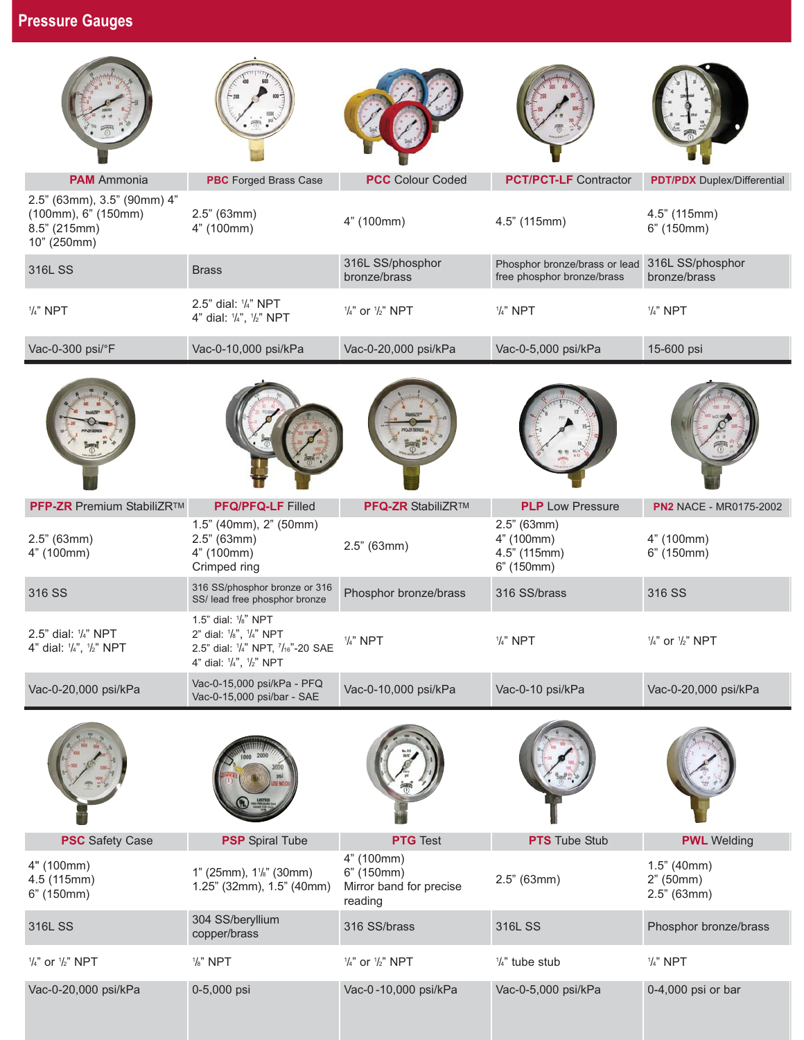# Pressure Gauges

| **PAM** Ammonia | **PBC** Forged Brass Case | **PCC** Colour Coded | **PCT/PCT-LF** Contractor | **PDT/PDX** Duplex/Differential |
|---|---|---|---|---|
| 2.5" (63mm), 3.5" (90mm) 4" (100mm), 6" (150mm)<br>8.5" (215mm)<br>10" (250mm) | 2.5" (63mm)<br>4" (100mm) | 4" (100mm) | 4.5" (115mm) | 4.5" (115mm)<br>6" (150mm) |
| 316L SS | Brass | 316L SS/phosphor bronze/brass | Phosphor bronze/brass or lead free phosphor bronze/brass | 316L SS/phosphor bronze/brass |
| ¼" NPT | 2.5" dial: ¼" NPT<br>4" dial: ¼", ½" NPT | ¼" or ½" NPT | ¼" NPT | ¼" NPT |
| Vac-0-300 psi/°F | Vac-0-10,000 psi/kPa | Vac-0-20,000 psi/kPa | Vac-0-5,000 psi/kPa | 15-600 psi |

| **PFP-ZR** Premium StabiliZR™ | **PFQ/PFQ-LF** Filled | **PFQ-ZR** StabiliZR™ | **PLP** Low Pressure | **PN2** NACE - MR0175-2002 |
|---|---|---|---|---|
| 2.5" (63mm)<br>4" (100mm) | 1.5" (40mm), 2" (50mm)<br>2.5" (63mm)<br>4" (100mm)<br>Crimped ring | 2.5" (63mm) | 2.5" (63mm)<br>4" (100mm)<br>4.5" (115mm)<br>6" (150mm) | 4" (100mm)<br>6" (150mm) |
| 316 SS | 316 SS/phosphor bronze or 316 SS/ lead free phosphor bronze | Phosphor bronze/brass | 316 SS/brass | 316 SS |
| 2.5" dial: ¼" NPT<br>4" dial: ¼", ½" NPT | 1.5" dial: ⅛" NPT<br>2" dial: ⅛", ¼" NPT<br>2.5" dial: ¼" NPT, 7/16"-20 SAE<br>4" dial: ¼", ½" NPT | ¼" NPT | ¼" NPT | ¼" or ½" NPT |
| Vac-0-20,000 psi/kPa | Vac-0-15,000 psi/kPa - PFQ<br>Vac-0-15,000 psi/bar - SAE | Vac-0-10,000 psi/kPa | Vac-0-10 psi/kPa | Vac-0-20,000 psi/kPa |

| **PSC** Safety Case | **PSP** Spiral Tube | **PTG** Test | **PTS** Tube Stub | **PWL** Welding |
|---|---|---|---|---|
| 4" (100mm)<br>4.5 (115mm)<br>6" (150mm) | 1" (25mm), 1⅛" (30mm)<br>1.25" (32mm), 1.5" (40mm) | 4" (100mm)<br>6" (150mm)<br>Mirror band for precise reading | 2.5" (63mm) | 1.5" (40mm)<br>2" (50mm)<br>2.5" (63mm) |
| 316L SS | 304 SS/beryllium copper/brass | 316 SS/brass | 316L SS | Phosphor bronze/brass |
| ¼" or ½" NPT | ⅛" NPT | ¼" or ½" NPT | ¼" tube stub | ¼" NPT |
| Vac-0-20,000 psi/kPa | 0-5,000 psi | Vac-0-10,000 psi/kPa | Vac-0-5,000 psi/kPa | 0-4,000 psi or bar |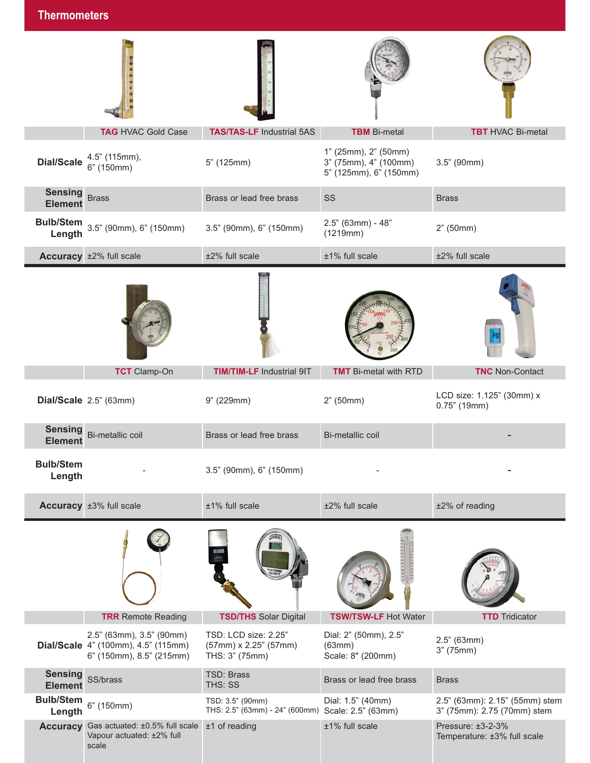## Thermometers

| | **TAG** HVAC Gold Case | **TAS/TAS-LF** Industrial 5AS | **TBM** Bi-metal | **TBT** HVAC Bi-metal |
|---|---|---|---|---|
| **Dial/Scale** | 4.5" (115mm), 6" (150mm) | 5" (125mm) | 1" (25mm), 2" (50mm) 3" (75mm), 4" (100mm) 5" (125mm), 6" (150mm) | 3.5" (90mm) |
| **Sensing Element** | Brass | Brass or lead free brass | SS | Brass |
| **Bulb/Stem Length** | 3.5" (90mm), 6" (150mm) | 3.5" (90mm), 6" (150mm) | 2.5" (63mm) - 48" (1219mm) | 2" (50mm) |
| **Accuracy** | ±2% full scale | ±2% full scale | ±1% full scale | ±2% full scale |

| | **TCT** Clamp-On | **TIM/TIM-LF** Industrial 9IT | **TMT** Bi-metal with RTD | **TNC** Non-Contact |
|---|---|---|---|---|
| **Dial/Scale** | 2.5" (63mm) | 9" (229mm) | 2" (50mm) | LCD size: 1.125" (30mm) x 0.75" (19mm) |
| **Sensing Element** | Bi-metallic coil | Brass or lead free brass | Bi-metallic coil | - |
| **Bulb/Stem Length** | - | 3.5" (90mm), 6" (150mm) | - | - |
| **Accuracy** | ±3% full scale | ±1% full scale | ±2% full scale | ±2% of reading |

| | **TRR** Remote Reading | **TSD/THS** Solar Digital | **TSW/TSW-LF** Hot Water | **TTD** Tridicator |
|---|---|---|---|---|
| **Dial/Scale** | 2.5" (63mm), 3.5" (90mm) 4" (100mm), 4.5" (115mm) 6" (150mm), 8.5" (215mm) | TSD: LCD size: 2.25" (57mm) x 2.25" (57mm) THS: 3" (75mm) | Dial: 2" (50mm), 2.5" (63mm) Scale: 8" (200mm) | 2.5" (63mm) 3" (75mm) |
| **Sensing Element** | SS/brass | TSD: Brass THS: SS | Brass or lead free brass | Brass |
| **Bulb/Stem Length** | 6" (150mm) | TSD: 3.5" (90mm) THS: 2.5" (63mm) - 24" (600mm) | Dial: 1.5" (40mm) Scale: 2.5" (63mm) | 2.5" (63mm): 2.15" (55mm) stem 3" (75mm): 2.75 (70mm) stem |
| **Accuracy** | Gas actuated: ±0.5% full scale Vapour actuated: ±2% full scale | ±1 of reading | ±1% full scale | Pressure: ±3-2-3% Temperature: ±3% full scale |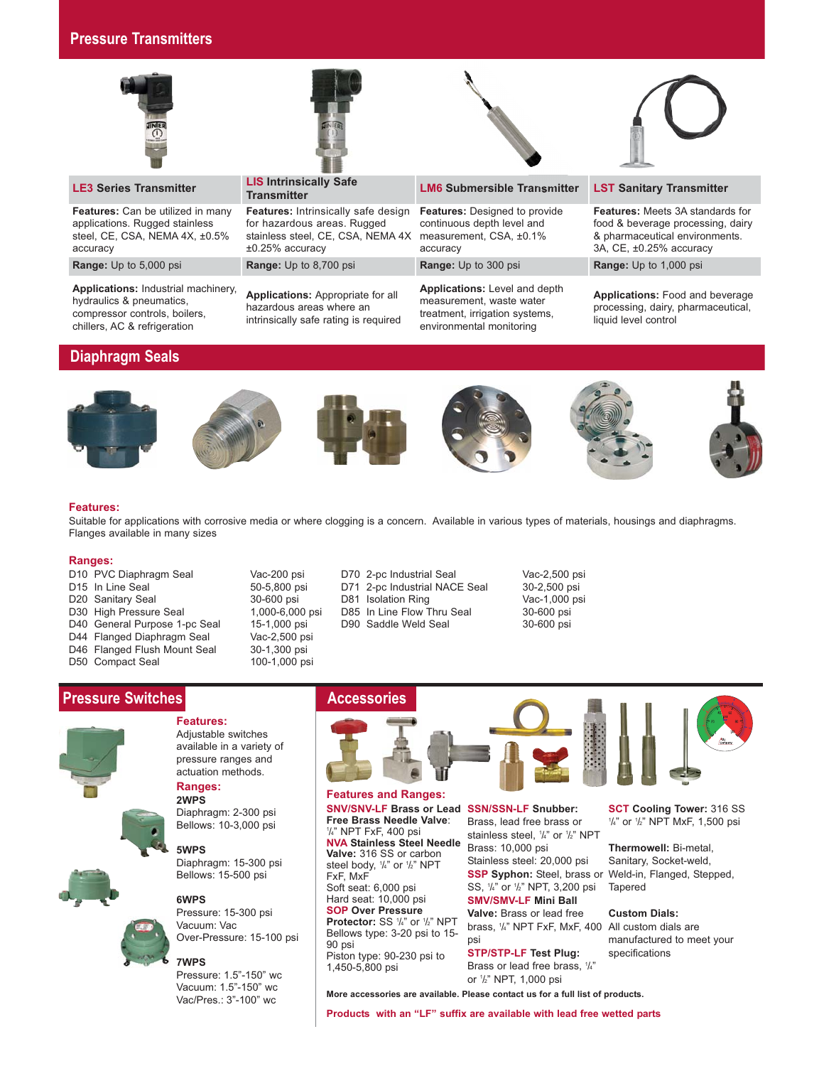## Pressure Transmitters

| **LE3** Series Transmitter | **LIS** Intrinsically Safe Transmitter | **LM6** Submersible Transmitter | **LST** Sanitary Transmitter |
|---|---|---|---|
| **Features:** Can be utilized in many applications. Rugged stainless steel, CE, CSA, NEMA 4X, ±0.5% accuracy | **Features:** Intrinsically safe design for hazardous areas. Rugged stainless steel, CE, CSA, NEMA 4X ±0.25% accuracy | **Features:** Designed to provide continuous depth level and measurement, CSA, ±0.1% accuracy | **Features:** Meets 3A standards for food & beverage processing, dairy & pharmaceutical environments. 3A, CE, ±0.25% accuracy |
| **Range:** Up to 5,000 psi | **Range:** Up to 8,700 psi | **Range:** Up to 300 psi | **Range:** Up to 1,000 psi |
| **Applications:** Industrial machinery, hydraulics & pneumatics, compressor controls, boilers, chillers, AC & refrigeration | **Applications:** Appropriate for all hazardous areas where an intrinsically safe rating is required | **Applications:** Level and depth measurement, waste water treatment, irrigation systems, environmental monitoring | **Applications:** Food and beverage processing, dairy, pharmaceutical, liquid level control |

## Diaphragm Seals

**Features:**

Suitable for applications with corrosive media or where clogging is a concern. Available in various types of materials, housings and diaphragms. Flanges available in many sizes

**Ranges:**

| Model | Description | Range |
|---|---|---|
| D10 | PVC Diaphragm Seal | Vac-200 psi |
| D15 | In Line Seal | 50-5,800 psi |
| D20 | Sanitary Seal | 30-600 psi |
| D30 | High Pressure Seal | 1,000-6,000 psi |
| D40 | General Purpose 1-pc Seal | 15-1,000 psi |
| D44 | Flanged Diaphragm Seal | Vac-2,500 psi |
| D46 | Flanged Flush Mount Seal | 30-1,300 psi |
| D50 | Compact Seal | 100-1,000 psi |
| D70 | 2-pc Industrial Seal | Vac-2,500 psi |
| D71 | 2-pc Industrial NACE Seal | 30-2,500 psi |
| D81 | Isolation Ring | Vac-1,000 psi |
| D85 | In Line Flow Thru Seal | 30-600 psi |
| D90 | Saddle Weld Seal | 30-600 psi |

## Pressure Switches

**Features:**

Adjustable switches available in a variety of pressure ranges and actuation methods.

**Ranges:**

**2WPS**
Diaphragm: 2-300 psi
Bellows: 10-3,000 psi

**5WPS**
Diaphragm: 15-300 psi
Bellows: 15-500 psi

**6WPS**
Pressure: 15-300 psi
Vacuum: Vac
Over-Pressure: 15-100 psi

**7WPS**
Pressure: 1.5"-150" wc
Vacuum: 1.5"-150" wc
Vac/Pres.: 3"-100" wc

## Accessories

**Features and Ranges:**

**SNV/SNV-LF Brass or Lead Free Brass Needle Valve**: ¼" NPT FxF, 400 psi

**NVA Stainless Steel Needle Valve:** 316 SS or carbon steel body, ¼" or ½" NPT FxF, MxF
Soft seat: 6,000 psi
Hard seat: 10,000 psi

**SOP Over Pressure Protector:** SS ¼" or ½" NPT
Bellows type: 3-20 psi to 15-90 psi
Piston type: 90-230 psi to 1,450-5,800 psi

**SSN/SSN-LF Snubber:** Brass, lead free brass or stainless steel, ¼" or ½" NPT
Brass: 10,000 psi
Stainless steel: 20,000 psi

**SSP Syphon:** Steel, brass or SS, ¼" or ½" NPT, 3,200 psi

**SMV/SMV-LF Mini Ball Valve:** Brass or lead free brass, ¼" NPT FxF, MxF, 400 psi

**STP/STP-LF Test Plug:** Brass or lead free brass, ¼" or ½" NPT, 1,000 psi

**SCT Cooling Tower:** 316 SS ¼" or ½" NPT MxF, 1,500 psi

**Thermowell:** Bi-metal, Sanitary, Socket-weld, Weld-in, Flanged, Stepped, Tapered

**Custom Dials:** All custom dials are manufactured to meet your specifications

**More accessories are available. Please contact us for a full list of products.**

**Products with an "LF" suffix are available with lead free wetted parts**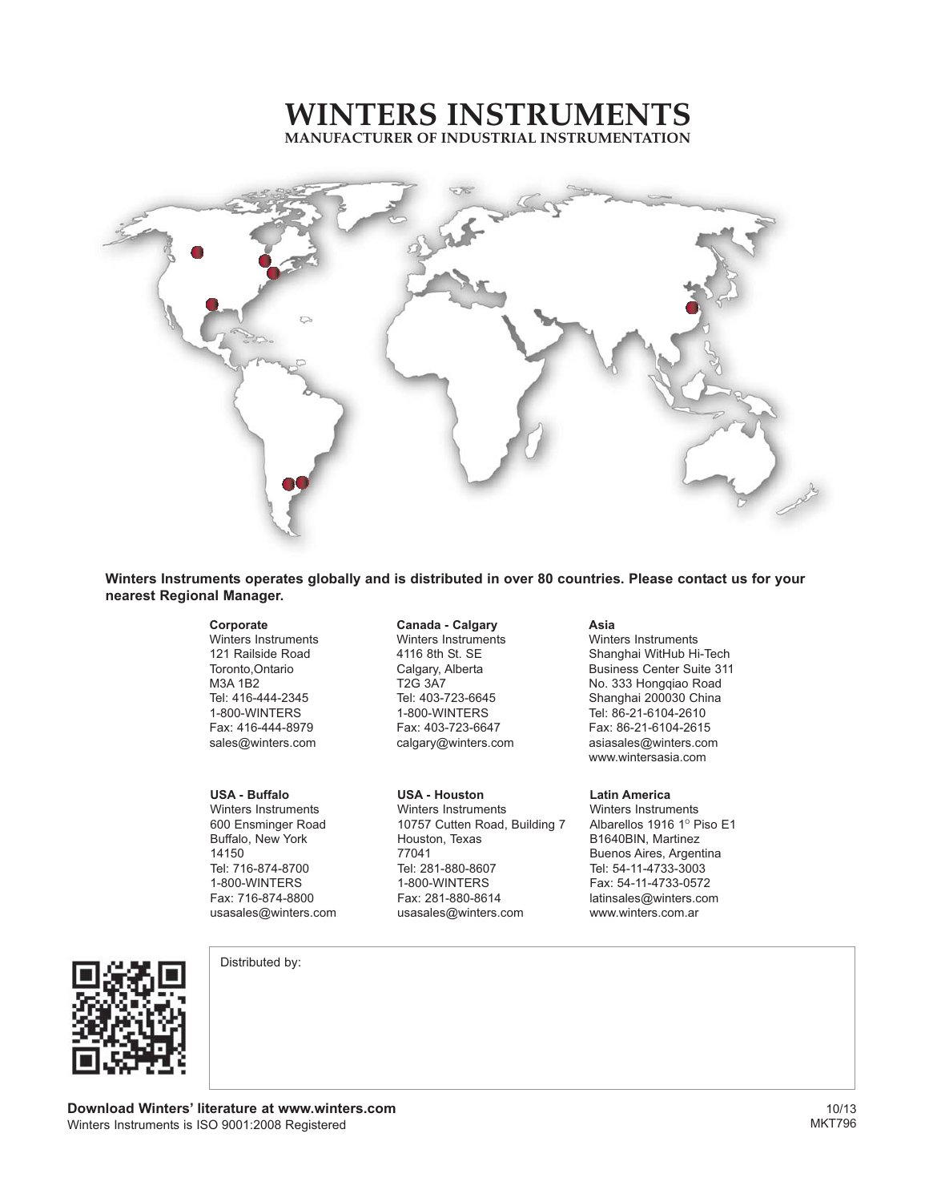# WINTERS INSTRUMENTS

**MANUFACTURER OF INDUSTRIAL INSTRUMENTATION**

**Winters Instruments operates globally and is distributed in over 80 countries. Please contact us for your nearest Regional Manager.**

**Corporate**
Winters Instruments
121 Railside Road
Toronto,Ontario
M3A 1B2
Tel: 416-444-2345
1-800-WINTERS
Fax: 416-444-8979
sales@winters.com

**Canada - Calgary**
Winters Instruments
4116 8th St. SE
Calgary, Alberta
T2G 3A7
Tel: 403-723-6645
1-800-WINTERS
Fax: 403-723-6647
calgary@winters.com

**Asia**
Winters Instruments
Shanghai WitHub Hi-Tech
Business Center Suite 311
No. 333 Hongqiao Road
Shanghai 200030 China
Tel: 86-21-6104-2610
Fax: 86-21-6104-2615
asiasales@winters.com
www.wintersasia.com

**USA - Buffalo**
Winters Instruments
600 Ensminger Road
Buffalo, New York
14150
Tel: 716-874-8700
1-800-WINTERS
Fax: 716-874-8800
usasales@winters.com

**USA - Houston**
Winters Instruments
10757 Cutten Road, Building 7
Houston, Texas
77041
Tel: 281-880-8607
1-800-WINTERS
Fax: 281-880-8614
usasales@winters.com

**Latin America**
Winters Instruments
Albarellos 1916 1° Piso E1
B1640BIN, Martinez
Buenos Aires, Argentina
Tel: 54-11-4733-3003
Fax: 54-11-4733-0572
latinsales@winters.com
www.winters.com.ar

Distributed by:

**Download Winters' literature at www.winters.com**
Winters Instruments is ISO 9001:2008 Registered

10/13
MKT796